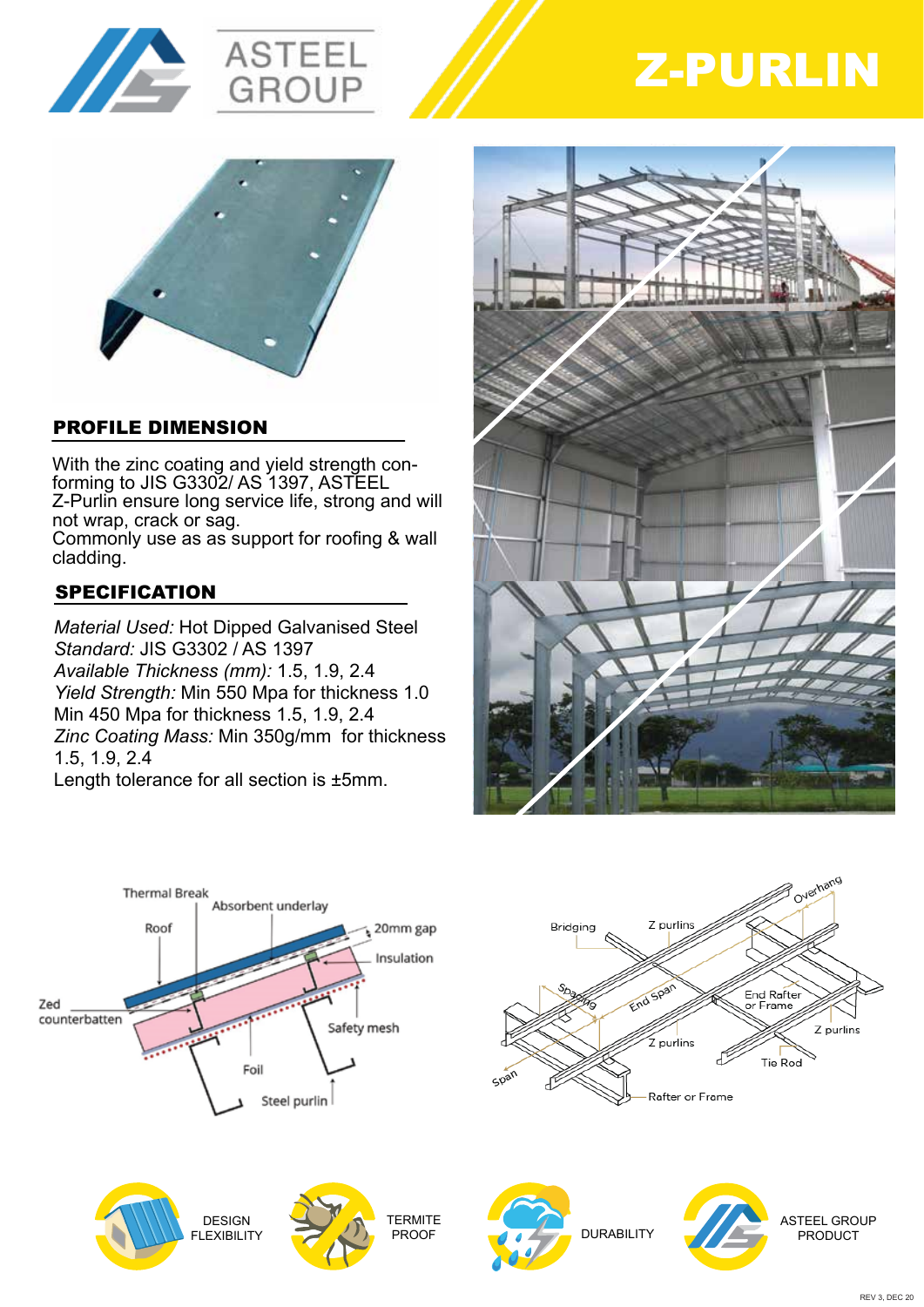ASTEEL GROUP

# Z-PURLIN

## PROFILE DIMENSION

With the zinc coating and yield strength conforming to JIS G3302/ AS 1397, ASTEEL Z-Purlin ensure long service life, strong and will not wrap, crack or sag.
Commonly use as as support for roofing & wall cladding.

## SPECIFICATION

*Material Used:* Hot Dipped Galvanised Steel
*Standard:* JIS G3302 / AS 1397
*Available Thickness (mm):* 1.5, 1.9, 2.4
*Yield Strength:* Min 550 Mpa for thickness 1.0
Min 450 Mpa for thickness 1.5, 1.9, 2.4
*Zinc Coating Mass:* Min 350g/mm for thickness 1.5, 1.9, 2.4
Length tolerance for all section is ±5mm.

Thermal Break, Absorbent underlay, Roof, 20mm gap, Insulation, Zed counterbatten, Safety mesh, Foil, Steel purlin

Bridging, Z purlins, Overhang, Spacing, End Span, End Rafter or Frame, Z purlins, Z purlins, Tie Rod, Span, Rafter or Frame

DESIGN FLEXIBILITY

TERMITE PROOF

DURABILITY

ASTEEL GROUP PRODUCT

REV 3, DEC 20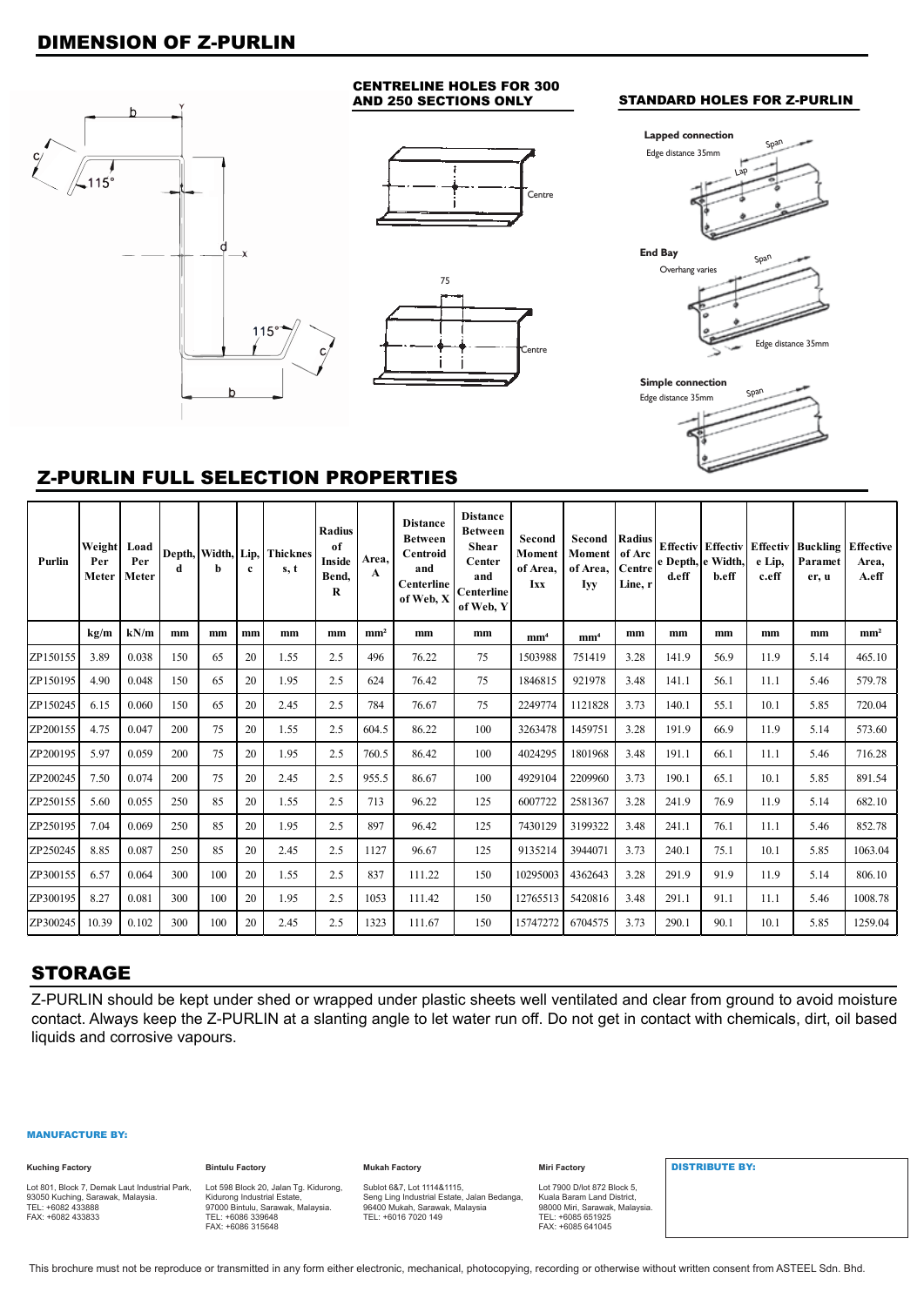# DIMENSION OF Z-PURLIN

### CENTRELINE HOLES FOR 300 AND 250 SECTIONS ONLY

### STANDARD HOLES FOR Z-PURLIN

Lapped connection
Edge distance 35mm
Span
Lap

End Bay
Overhang varies
Span
Edge distance 35mm

Simple connection
Edge distance 35mm
Span

# Z-PURLIN FULL SELECTION PROPERTIES

| Purlin | Weight Per Meter | Load Per Meter | Depth, d | Width, b | Lip, c | Thickness, t | Radius of Inside Bend, R | Area, A | Distance Between Centroid and Centerline of Web, X | Distance Between Shear Center and Centerline of Web, Y | Second Moment of Area, Ixx | Second Moment of Area, Iyy | Radius of Arc Centre Line, r | Effective Depth, d.eff | Effective Width, b.eff | Effective Lip, c.eff | Buckling Parameter, u | Effective Area, A.eff |
|---|---|---|---|---|---|---|---|---|---|---|---|---|---|---|---|---|---|---|
| | kg/m | kN/m | mm | mm | mm | mm | mm | mm² | mm | mm | mm⁴ | mm⁴ | mm | mm | mm | mm | mm | mm² |
| ZP150155 | 3.89 | 0.038 | 150 | 65 | 20 | 1.55 | 2.5 | 496 | 76.22 | 75 | 1503988 | 751419 | 3.28 | 141.9 | 56.9 | 11.9 | 5.14 | 465.10 |
| ZP150195 | 4.90 | 0.048 | 150 | 65 | 20 | 1.95 | 2.5 | 624 | 76.42 | 75 | 1846815 | 921978 | 3.48 | 141.1 | 56.1 | 11.1 | 5.46 | 579.78 |
| ZP150245 | 6.15 | 0.060 | 150 | 65 | 20 | 2.45 | 2.5 | 784 | 76.67 | 75 | 2249774 | 1121828 | 3.73 | 140.1 | 55.1 | 10.1 | 5.85 | 720.04 |
| ZP200155 | 4.75 | 0.047 | 200 | 75 | 20 | 1.55 | 2.5 | 604.5 | 86.22 | 100 | 3263478 | 1459751 | 3.28 | 191.9 | 66.9 | 11.9 | 5.14 | 573.60 |
| ZP200195 | 5.97 | 0.059 | 200 | 75 | 20 | 1.95 | 2.5 | 760.5 | 86.42 | 100 | 4024295 | 1801968 | 3.48 | 191.1 | 66.1 | 11.1 | 5.46 | 716.28 |
| ZP200245 | 7.50 | 0.074 | 200 | 75 | 20 | 2.45 | 2.5 | 955.5 | 86.67 | 100 | 4929104 | 2209960 | 3.73 | 190.1 | 65.1 | 10.1 | 5.85 | 891.54 |
| ZP250155 | 5.60 | 0.055 | 250 | 85 | 20 | 1.55 | 2.5 | 713 | 96.22 | 125 | 6007722 | 2581367 | 3.28 | 241.9 | 76.9 | 11.9 | 5.14 | 682.10 |
| ZP250195 | 7.04 | 0.069 | 250 | 85 | 20 | 1.95 | 2.5 | 897 | 96.42 | 125 | 7430129 | 3199322 | 3.48 | 241.1 | 76.1 | 11.1 | 5.46 | 852.78 |
| ZP250245 | 8.85 | 0.087 | 250 | 85 | 20 | 2.45 | 2.5 | 1127 | 96.67 | 125 | 9135214 | 3944071 | 3.73 | 240.1 | 75.1 | 10.1 | 5.85 | 1063.04 |
| ZP300155 | 6.57 | 0.064 | 300 | 100 | 20 | 1.55 | 2.5 | 837 | 111.22 | 150 | 10295003 | 4362643 | 3.28 | 291.9 | 91.9 | 11.9 | 5.14 | 806.10 |
| ZP300195 | 8.27 | 0.081 | 300 | 100 | 20 | 1.95 | 2.5 | 1053 | 111.42 | 150 | 12765513 | 5420816 | 3.48 | 291.1 | 91.1 | 11.1 | 5.46 | 1008.78 |
| ZP300245 | 10.39 | 0.102 | 300 | 100 | 20 | 2.45 | 2.5 | 1323 | 111.67 | 150 | 15747272 | 6704575 | 3.73 | 290.1 | 90.1 | 10.1 | 5.85 | 1259.04 |

# STORAGE

Z-PURLIN should be kept under shed or wrapped under plastic sheets well ventilated and clear from ground to avoid moisture contact. Always keep the Z-PURLIN at a slanting angle to let water run off. Do not get in contact with chemicals, dirt, oil based liquids and corrosive vapours.

**MANUFACTURE BY:**

**Kuching Factory**
Lot 801, Block 7, Demak Laut Industrial Park, 93050 Kuching, Sarawak, Malaysia.
TEL: +6082 433888
FAX: +6082 433833

**Bintulu Factory**
Lot 598 Block 20, Jalan Tg. Kidurong, Kidurong Industrial Estate, 97000 Bintulu, Sarawak, Malaysia.
TEL: +6086 339648
FAX: +6086 315648

**Mukah Factory**
Sublot 6&7, Lot 1114&1115, Seng Ling Industrial Estate, Jalan Bedanga, 96400 Mukah, Sarawak, Malaysia
TEL: +6016 7020 149

**Miri Factory**
Lot 7900 D/lot 872 Block 5, Kuala Baram Land District, 98000 Miri, Sarawak, Malaysia.
TEL: +6085 651925
FAX: +6085 641045

**DISTRIBUTE BY:**

This brochure must not be reproduce or transmitted in any form either electronic, mechanical, photocopying, recording or otherwise without written consent from ASTEEL Sdn. Bhd.